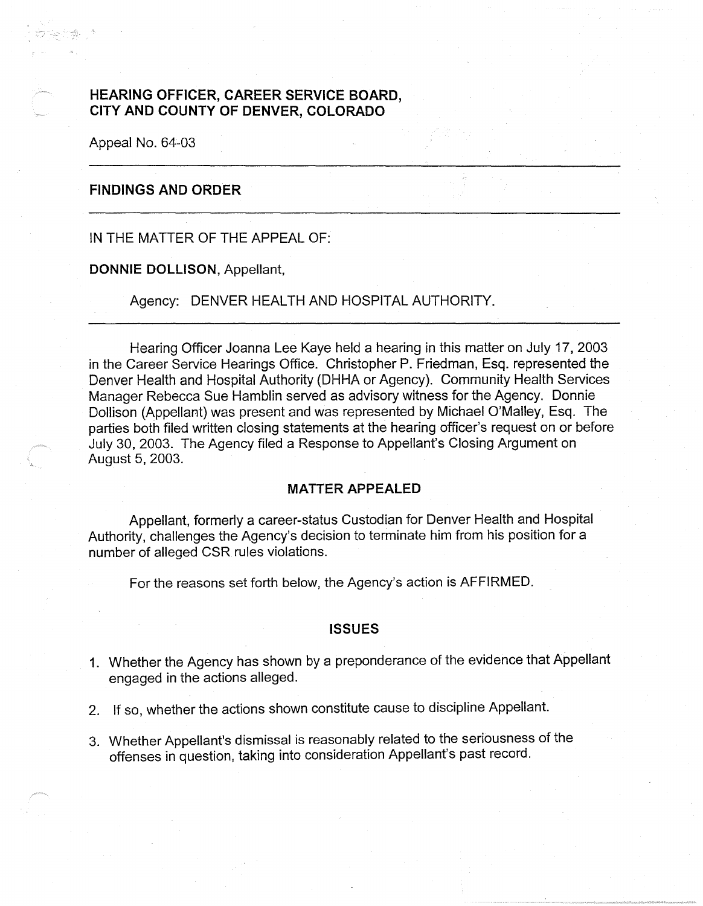# HEARING OFFICER, CAREER SERVICE BOARD, CITY AND COUNTY OF DENVER, COLORADO

Appeal No. 64-03

---

## FINDINGS AND ORDER

---

IN THE MATTER OF THE APPEAL OF:

**DONNIE DOLLISON**, Appellant,

Agency: DENVER HEALTH AND HOSPITAL AUTHORITY.

---

Hearing Officer Joanna Lee Kaye held a hearing in this matter on July 17, 2003 in the Career Service Hearings Office. Christopher P. Friedman, Esq. represented the Denver Health and Hospital Authority (DHHA or Agency). Community Health Services Manager Rebecca Sue Hamblin served as advisory witness for the Agency. Donnie Dollison (Appellant) was present and was represented by Michael O'Malley, Esq. The parties both filed written closing statements at the hearing officer's request on or before July 30, 2003. The Agency filed a Response to Appellant's Closing Argument on August 5, 2003.

## MATTER APPEALED

Appellant, formerly a career-status Custodian for Denver Health and Hospital Authority, challenges the Agency's decision to terminate him from his position for a number of alleged CSR rules violations.

For the reasons set forth below, the Agency's action is AFFIRMED.

## ISSUES

1. Whether the Agency has shown by a preponderance of the evidence that Appellant engaged in the actions alleged.
2. If so, whether the actions shown constitute cause to discipline Appellant.
3. Whether Appellant's dismissal is reasonably related to the seriousness of the offenses in question, taking into consideration Appellant's past record.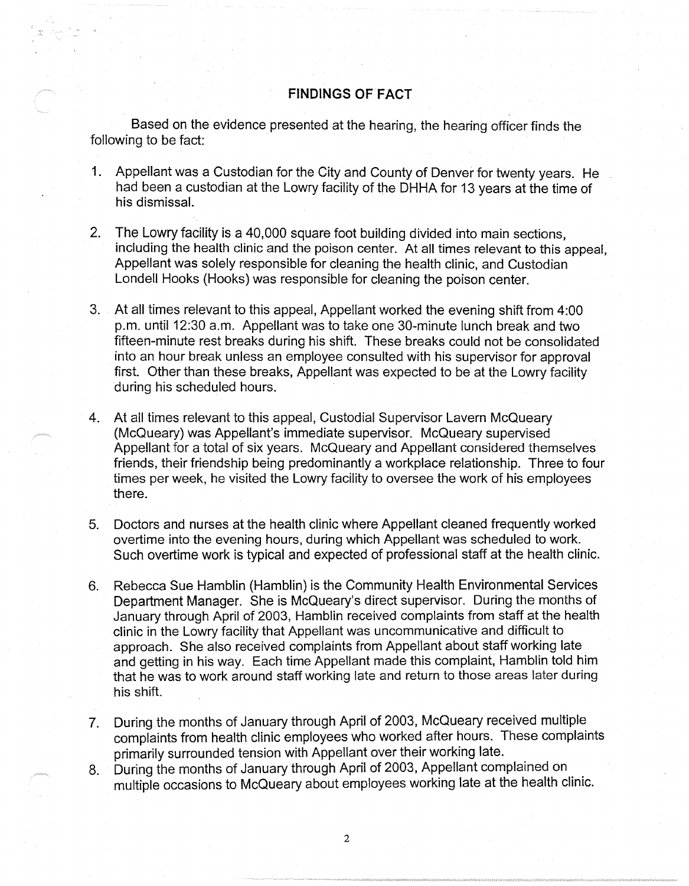## FINDINGS OF FACT

Based on the evidence presented at the hearing, the hearing officer finds the following to be fact:

1. Appellant was a Custodian for the City and County of Denver for twenty years. He had been a custodian at the Lowry facility of the DHHA for 13 years at the time of his dismissal.

2. The Lowry facility is a 40,000 square foot building divided into main sections, including the health clinic and the poison center. At all times relevant to this appeal, Appellant was solely responsible for cleaning the health clinic, and Custodian Londell Hooks (Hooks) was responsible for cleaning the poison center.

3. At all times relevant to this appeal, Appellant worked the evening shift from 4:00 p.m. until 12:30 a.m. Appellant was to take one 30-minute lunch break and two fifteen-minute rest breaks during his shift. These breaks could not be consolidated into an hour break unless an employee consulted with his supervisor for approval first. Other than these breaks, Appellant was expected to be at the Lowry facility during his scheduled hours.

4. At all times relevant to this appeal, Custodial Supervisor Lavern McQueary (McQueary) was Appellant's immediate supervisor. McQueary supervised Appellant for a total of six years. McQueary and Appellant considered themselves friends, their friendship being predominantly a workplace relationship. Three to four times per week, he visited the Lowry facility to oversee the work of his employees there.

5. Doctors and nurses at the health clinic where Appellant cleaned frequently worked overtime into the evening hours, during which Appellant was scheduled to work. Such overtime work is typical and expected of professional staff at the health clinic.

6. Rebecca Sue Hamblin (Hamblin) is the Community Health Environmental Services Department Manager. She is McQueary's direct supervisor. During the months of January through April of 2003, Hamblin received complaints from staff at the health clinic in the Lowry facility that Appellant was uncommunicative and difficult to approach. She also received complaints from Appellant about staff working late and getting in his way. Each time Appellant made this complaint, Hamblin told him that he was to work around staff working late and return to those areas later during his shift.

7. During the months of January through April of 2003, McQueary received multiple complaints from health clinic employees who worked after hours. These complaints primarily surrounded tension with Appellant over their working late.

8. During the months of January through April of 2003, Appellant complained on multiple occasions to McQueary about employees working late at the health clinic.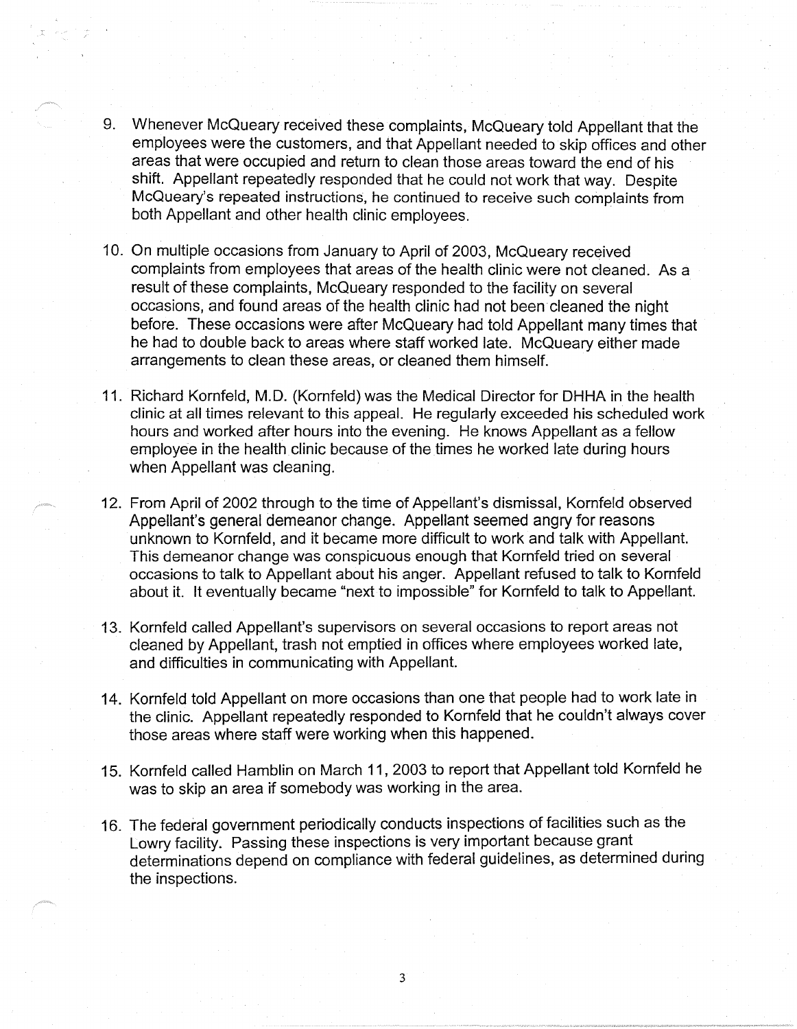9. Whenever McQueary received these complaints, McQueary told Appellant that the employees were the customers, and that Appellant needed to skip offices and other areas that were occupied and return to clean those areas toward the end of his shift. Appellant repeatedly responded that he could not work that way. Despite McQueary's repeated instructions, he continued to receive such complaints from both Appellant and other health clinic employees.

10. On multiple occasions from January to April of 2003, McQueary received complaints from employees that areas of the health clinic were not cleaned. As a result of these complaints, McQueary responded to the facility on several occasions, and found areas of the health clinic had not been cleaned the night before. These occasions were after McQueary had told Appellant many times that he had to double back to areas where staff worked late. McQueary either made arrangements to clean these areas, or cleaned them himself.

11. Richard Kornfeld, M.D. (Kornfeld) was the Medical Director for DHHA in the health clinic at all times relevant to this appeal. He regularly exceeded his scheduled work hours and worked after hours into the evening. He knows Appellant as a fellow employee in the health clinic because of the times he worked late during hours when Appellant was cleaning.

12. From April of 2002 through to the time of Appellant's dismissal, Kornfeld observed Appellant's general demeanor change. Appellant seemed angry for reasons unknown to Kornfeld, and it became more difficult to work and talk with Appellant. This demeanor change was conspicuous enough that Kornfeld tried on several occasions to talk to Appellant about his anger. Appellant refused to talk to Kornfeld about it. It eventually became "next to impossible" for Kornfeld to talk to Appellant.

13. Kornfeld called Appellant's supervisors on several occasions to report areas not cleaned by Appellant, trash not emptied in offices where employees worked late, and difficulties in communicating with Appellant.

14. Kornfeld told Appellant on more occasions than one that people had to work late in the clinic. Appellant repeatedly responded to Kornfeld that he couldn't always cover those areas where staff were working when this happened.

15. Kornfeld called Hamblin on March 11, 2003 to report that Appellant told Kornfeld he was to skip an area if somebody was working in the area.

16. The federal government periodically conducts inspections of facilities such as the Lowry facility. Passing these inspections is very important because grant determinations depend on compliance with federal guidelines, as determined during the inspections.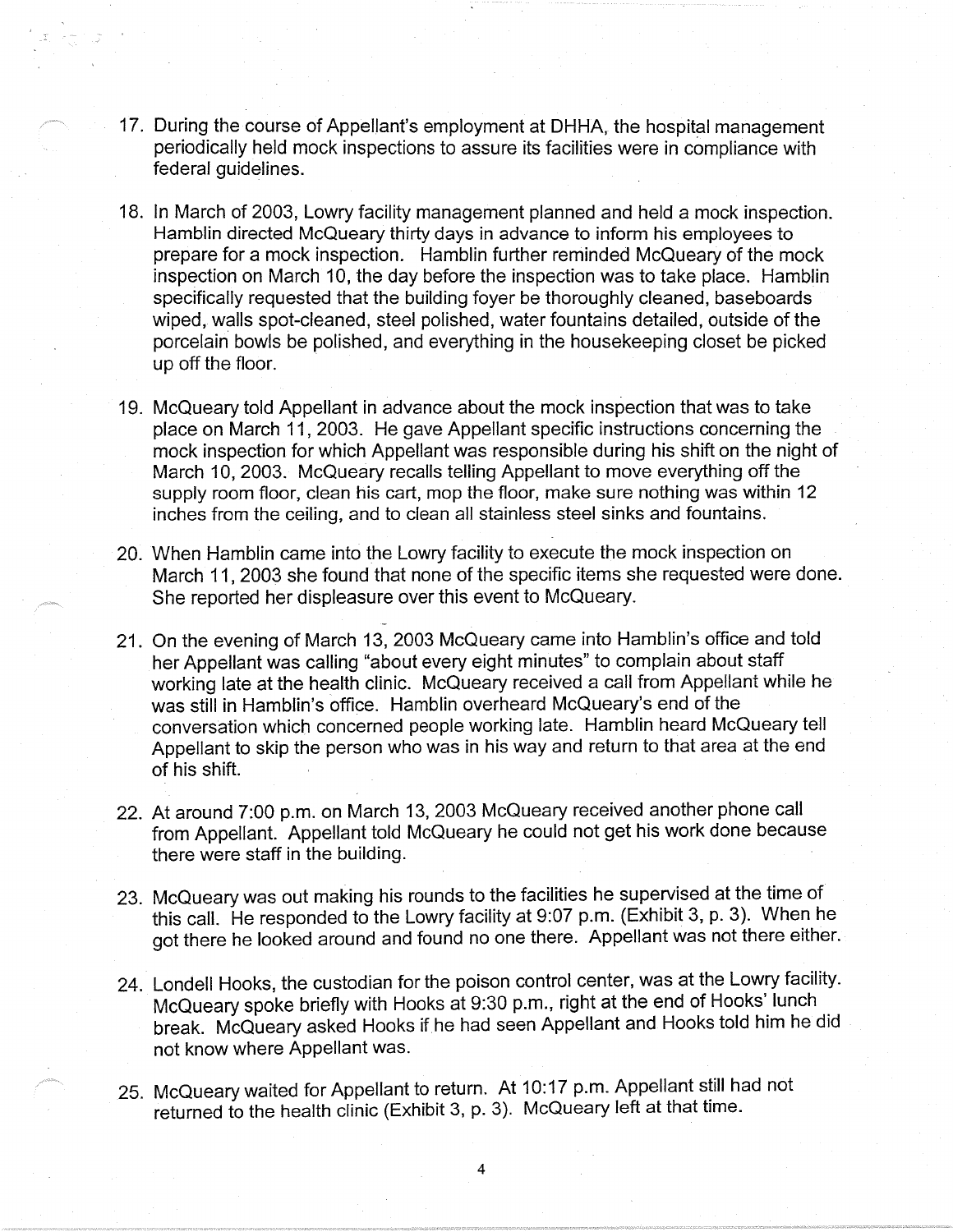17. During the course of Appellant's employment at DHHA, the hospital management periodically held mock inspections to assure its facilities were in compliance with federal guidelines.

18. In March of 2003, Lowry facility management planned and held a mock inspection. Hamblin directed McQueary thirty days in advance to inform his employees to prepare for a mock inspection. Hamblin further reminded McQueary of the mock inspection on March 10, the day before the inspection was to take place. Hamblin specifically requested that the building foyer be thoroughly cleaned, baseboards wiped, walls spot-cleaned, steel polished, water fountains detailed, outside of the porcelain bowls be polished, and everything in the housekeeping closet be picked up off the floor.

19. McQueary told Appellant in advance about the mock inspection that was to take place on March 11, 2003. He gave Appellant specific instructions concerning the mock inspection for which Appellant was responsible during his shift on the night of March 10, 2003. McQueary recalls telling Appellant to move everything off the supply room floor, clean his cart, mop the floor, make sure nothing was within 12 inches from the ceiling, and to clean all stainless steel sinks and fountains.

20. When Hamblin came into the Lowry facility to execute the mock inspection on March 11, 2003 she found that none of the specific items she requested were done. She reported her displeasure over this event to McQueary.

21. On the evening of March 13, 2003 McQueary came into Hamblin's office and told her Appellant was calling "about every eight minutes" to complain about staff working late at the health clinic. McQueary received a call from Appellant while he was still in Hamblin's office. Hamblin overheard McQueary's end of the conversation which concerned people working late. Hamblin heard McQueary tell Appellant to skip the person who was in his way and return to that area at the end of his shift.

22. At around 7:00 p.m. on March 13, 2003 McQueary received another phone call from Appellant. Appellant told McQueary he could not get his work done because there were staff in the building.

23. McQueary was out making his rounds to the facilities he supervised at the time of this call. He responded to the Lowry facility at 9:07 p.m. (Exhibit 3, p. 3). When he got there he looked around and found no one there. Appellant was not there either.

24. Londell Hooks, the custodian for the poison control center, was at the Lowry facility. McQueary spoke briefly with Hooks at 9:30 p.m., right at the end of Hooks' lunch break. McQueary asked Hooks if he had seen Appellant and Hooks told him he did not know where Appellant was.

25. McQueary waited for Appellant to return. At 10:17 p.m. Appellant still had not returned to the health clinic (Exhibit 3, p. 3). McQueary left at that time.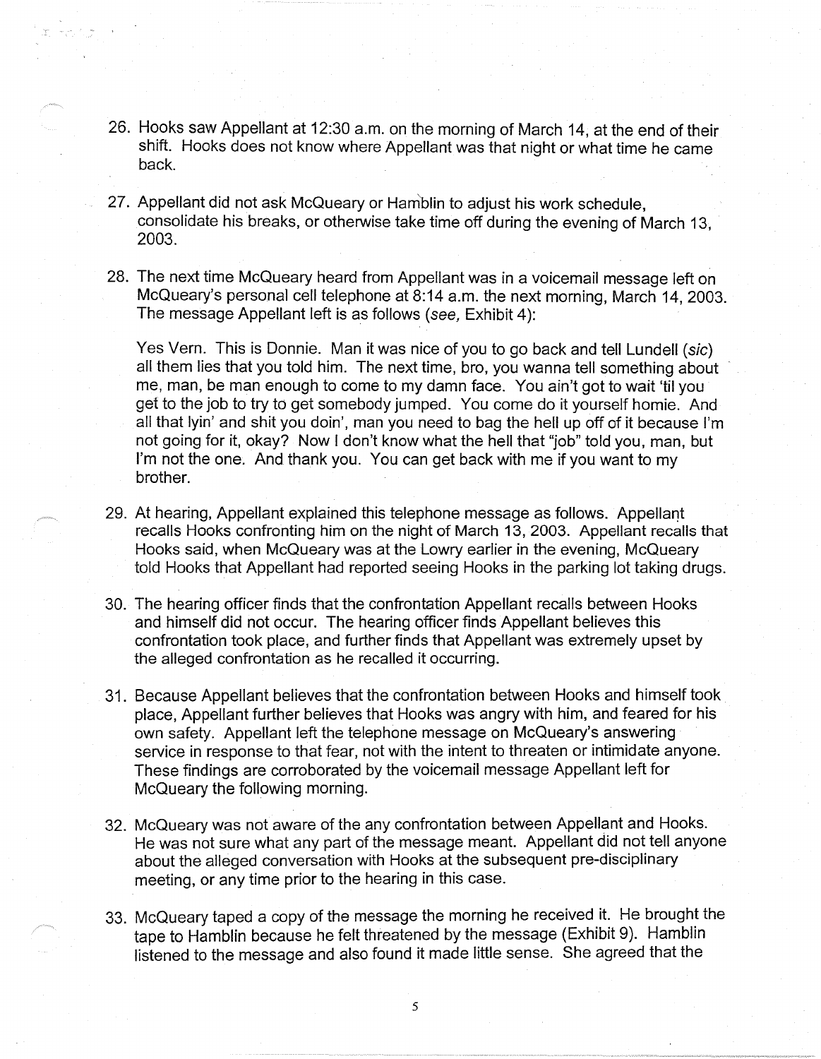26. Hooks saw Appellant at 12:30 a.m. on the morning of March 14, at the end of their shift. Hooks does not know where Appellant was that night or what time he came back.

27. Appellant did not ask McQueary or Hamblin to adjust his work schedule, consolidate his breaks, or otherwise take time off during the evening of March 13, 2003.

28. The next time McQueary heard from Appellant was in a voicemail message left on McQueary's personal cell telephone at 8:14 a.m. the next morning, March 14, 2003. The message Appellant left is as follows (*see,* Exhibit 4):

    Yes Vern. This is Donnie. Man it was nice of you to go back and tell Lundell (*sic*) all them lies that you told him. The next time, bro, you wanna tell something about me, man, be man enough to come to my damn face. You ain't got to wait 'til you get to the job to try to get somebody jumped. You come do it yourself homie. And all that lyin' and shit you doin', man you need to bag the hell up off of it because I'm not going for it, okay? Now I don't know what the hell that "job" told you, man, but I'm not the one. And thank you. You can get back with me if you want to my brother.

29. At hearing, Appellant explained this telephone message as follows. Appellant recalls Hooks confronting him on the night of March 13, 2003. Appellant recalls that Hooks said, when McQueary was at the Lowry earlier in the evening, McQueary told Hooks that Appellant had reported seeing Hooks in the parking lot taking drugs.

30. The hearing officer finds that the confrontation Appellant recalls between Hooks and himself did not occur. The hearing officer finds Appellant believes this confrontation took place, and further finds that Appellant was extremely upset by the alleged confrontation as he recalled it occurring.

31. Because Appellant believes that the confrontation between Hooks and himself took place, Appellant further believes that Hooks was angry with him, and feared for his own safety. Appellant left the telephone message on McQueary's answering service in response to that fear, not with the intent to threaten or intimidate anyone. These findings are corroborated by the voicemail message Appellant left for McQueary the following morning.

32. McQueary was not aware of the any confrontation between Appellant and Hooks. He was not sure what any part of the message meant. Appellant did not tell anyone about the alleged conversation with Hooks at the subsequent pre-disciplinary meeting, or any time prior to the hearing in this case.

33. McQueary taped a copy of the message the morning he received it. He brought the tape to Hamblin because he felt threatened by the message (Exhibit 9). Hamblin listened to the message and also found it made little sense. She agreed that the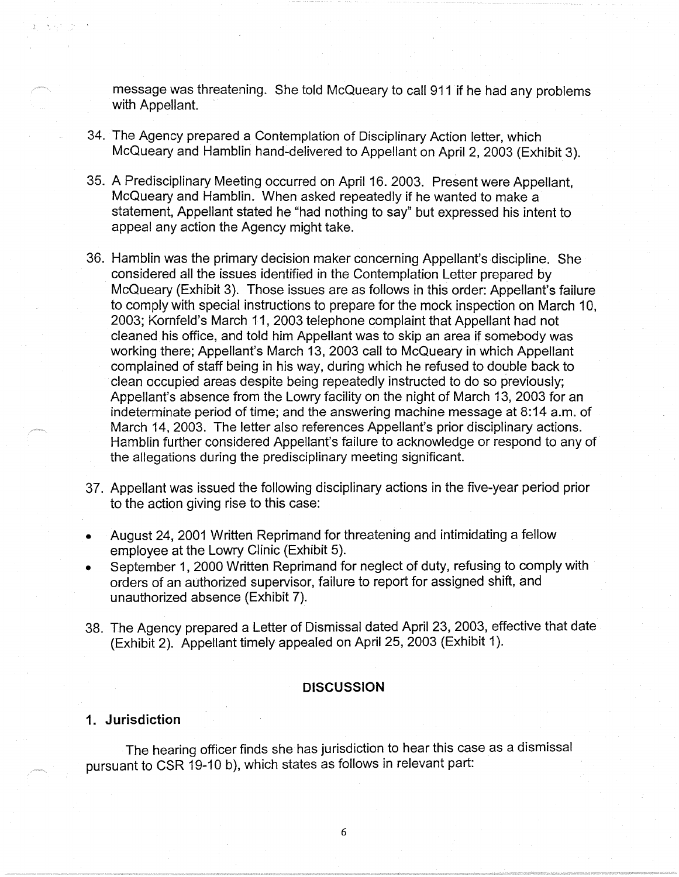message was threatening. She told McQueary to call 911 if he had any problems with Appellant.

34. The Agency prepared a Contemplation of Disciplinary Action letter, which McQueary and Hamblin hand-delivered to Appellant on April 2, 2003 (Exhibit 3).

35. A Predisciplinary Meeting occurred on April 16. 2003. Present were Appellant, McQueary and Hamblin. When asked repeatedly if he wanted to make a statement, Appellant stated he "had nothing to say" but expressed his intent to appeal any action the Agency might take.

36. Hamblin was the primary decision maker concerning Appellant's discipline. She considered all the issues identified in the Contemplation Letter prepared by McQueary (Exhibit 3). Those issues are as follows in this order: Appellant's failure to comply with special instructions to prepare for the mock inspection on March 10, 2003; Kornfeld's March 11, 2003 telephone complaint that Appellant had not cleaned his office, and told him Appellant was to skip an area if somebody was working there; Appellant's March 13, 2003 call to McQueary in which Appellant complained of staff being in his way, during which he refused to double back to clean occupied areas despite being repeatedly instructed to do so previously; Appellant's absence from the Lowry facility on the night of March 13, 2003 for an indeterminate period of time; and the answering machine message at 8:14 a.m. of March 14, 2003. The letter also references Appellant's prior disciplinary actions. Hamblin further considered Appellant's failure to acknowledge or respond to any of the allegations during the predisciplinary meeting significant.

37. Appellant was issued the following disciplinary actions in the five-year period prior to the action giving rise to this case:

- August 24, 2001 Written Reprimand for threatening and intimidating a fellow employee at the Lowry Clinic (Exhibit 5).
- September 1, 2000 Written Reprimand for neglect of duty, refusing to comply with orders of an authorized supervisor, failure to report for assigned shift, and unauthorized absence (Exhibit 7).

38. The Agency prepared a Letter of Dismissal dated April 23, 2003, effective that date (Exhibit 2). Appellant timely appealed on April 25, 2003 (Exhibit 1).

## DISCUSSION

### 1. Jurisdiction

The hearing officer finds she has jurisdiction to hear this case as a dismissal pursuant to CSR 19-10 b), which states as follows in relevant part: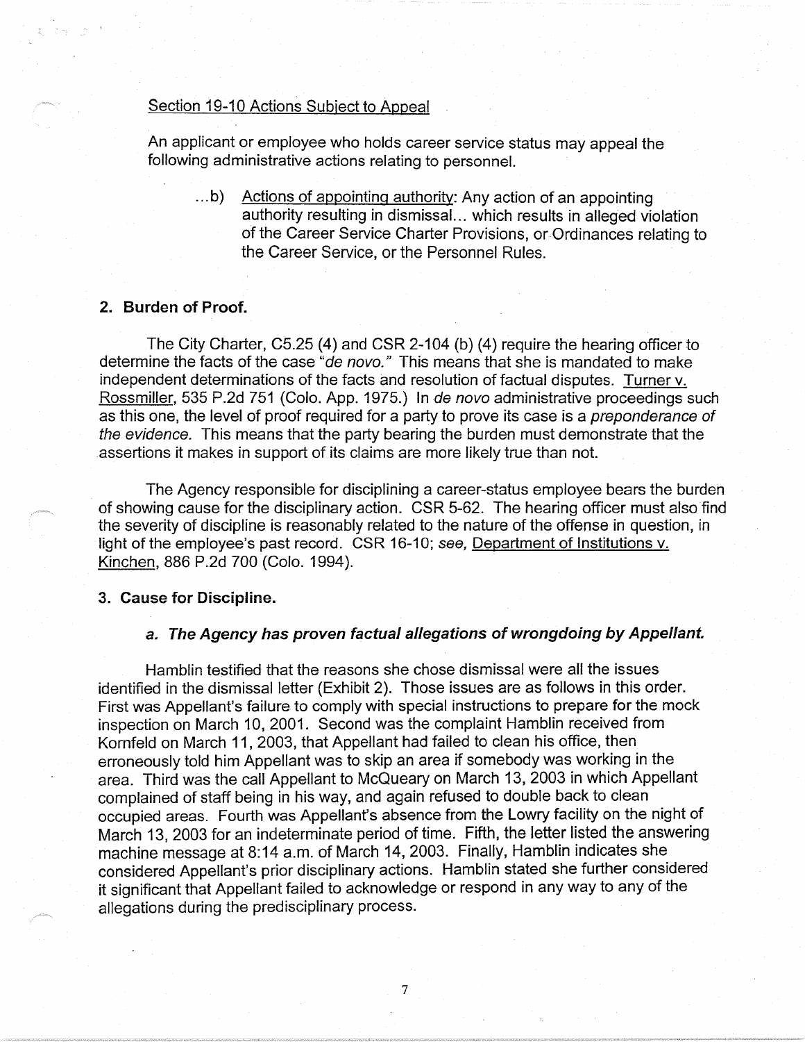Section 19-10 Actions Subject to Appeal

An applicant or employee who holds career service status may appeal the following administrative actions relating to personnel.

> ...b) Actions of appointing authority: Any action of an appointing authority resulting in dismissal... which results in alleged violation of the Career Service Charter Provisions, or Ordinances relating to the Career Service, or the Personnel Rules.

## 2. Burden of Proof.

The City Charter, C5.25 (4) and CSR 2-104 (b) (4) require the hearing officer to determine the facts of the case "*de novo.*" This means that she is mandated to make independent determinations of the facts and resolution of factual disputes. Turner v. Rossmiller, 535 P.2d 751 (Colo. App. 1975.) In *de novo* administrative proceedings such as this one, the level of proof required for a party to prove its case is a *preponderance of the evidence.* This means that the party bearing the burden must demonstrate that the assertions it makes in support of its claims are more likely true than not.

The Agency responsible for disciplining a career-status employee bears the burden of showing cause for the disciplinary action. CSR 5-62. The hearing officer must also find the severity of discipline is reasonably related to the nature of the offense in question, in light of the employee's past record. CSR 16-10; *see,* Department of Institutions v. Kinchen, 886 P.2d 700 (Colo. 1994).

## 3. Cause for Discipline.

### *a. The Agency has proven factual allegations of wrongdoing by Appellant.*

Hamblin testified that the reasons she chose dismissal were all the issues identified in the dismissal letter (Exhibit 2). Those issues are as follows in this order. First was Appellant's failure to comply with special instructions to prepare for the mock inspection on March 10, 2001. Second was the complaint Hamblin received from Kornfeld on March 11, 2003, that Appellant had failed to clean his office, then erroneously told him Appellant was to skip an area if somebody was working in the area. Third was the call Appellant to McQueary on March 13, 2003 in which Appellant complained of staff being in his way, and again refused to double back to clean occupied areas. Fourth was Appellant's absence from the Lowry facility on the night of March 13, 2003 for an indeterminate period of time. Fifth, the letter listed the answering machine message at 8:14 a.m. of March 14, 2003. Finally, Hamblin indicates she considered Appellant's prior disciplinary actions. Hamblin stated she further considered it significant that Appellant failed to acknowledge or respond in any way to any of the allegations during the predisciplinary process.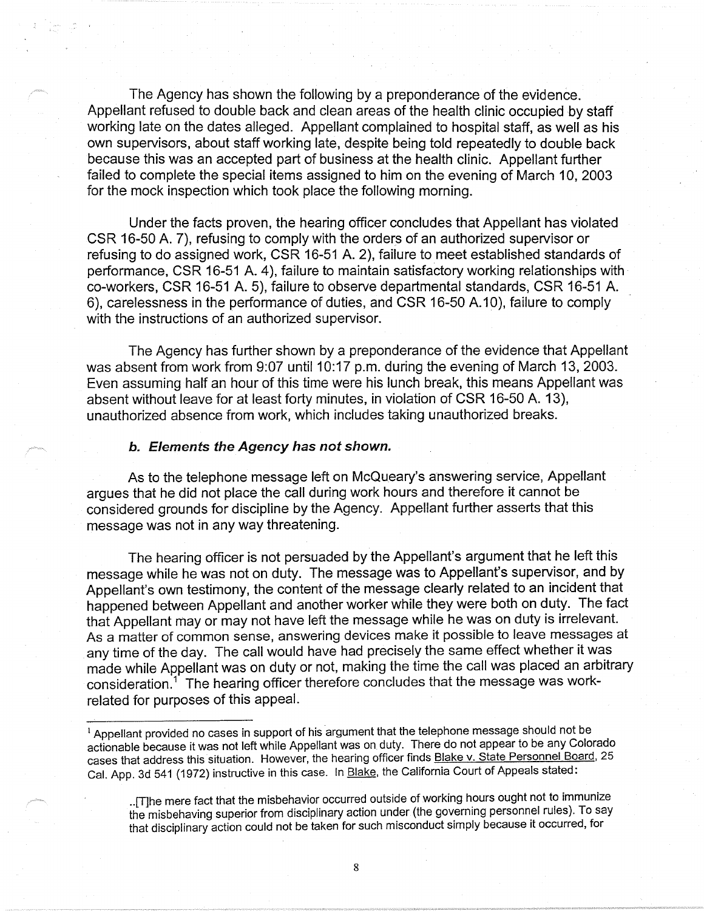The Agency has shown the following by a preponderance of the evidence. Appellant refused to double back and clean areas of the health clinic occupied by staff working late on the dates alleged. Appellant complained to hospital staff, as well as his own supervisors, about staff working late, despite being told repeatedly to double back because this was an accepted part of business at the health clinic. Appellant further failed to complete the special items assigned to him on the evening of March 10, 2003 for the mock inspection which took place the following morning.

Under the facts proven, the hearing officer concludes that Appellant has violated CSR 16-50 A. 7), refusing to comply with the orders of an authorized supervisor or refusing to do assigned work, CSR 16-51 A. 2), failure to meet established standards of performance, CSR 16-51 A. 4), failure to maintain satisfactory working relationships with co-workers, CSR 16-51 A. 5), failure to observe departmental standards, CSR 16-51 A. 6), carelessness in the performance of duties, and CSR 16-50 A.10), failure to comply with the instructions of an authorized supervisor.

The Agency has further shown by a preponderance of the evidence that Appellant was absent from work from 9:07 until 10:17 p.m. during the evening of March 13, 2003. Even assuming half an hour of this time were his lunch break, this means Appellant was absent without leave for at least forty minutes, in violation of CSR 16-50 A. 13), unauthorized absence from work, which includes taking unauthorized breaks.

### *b. Elements the Agency has not shown.*

As to the telephone message left on McQueary's answering service, Appellant argues that he did not place the call during work hours and therefore it cannot be considered grounds for discipline by the Agency. Appellant further asserts that this message was not in any way threatening.

The hearing officer is not persuaded by the Appellant's argument that he left this message while he was not on duty. The message was to Appellant's supervisor, and by Appellant's own testimony, the content of the message clearly related to an incident that happened between Appellant and another worker while they were both on duty. The fact that Appellant may or may not have left the message while he was on duty is irrelevant. As a matter of common sense, answering devices make it possible to leave messages at any time of the day. The call would have had precisely the same effect whether it was made while Appellant was on duty or not, making the time the call was placed an arbitrary consideration.[1] The hearing officer therefore concludes that the message was work-related for purposes of this appeal.

---

[1] Appellant provided no cases in support of his argument that the telephone message should not be actionable because it was not left while Appellant was on duty. There do not appear to be any Colorado cases that address this situation. However, the hearing officer finds Blake v. State Personnel Board, 25 Cal. App. 3d 541 (1972) instructive in this case. In Blake, the California Court of Appeals stated:

> ..[T]he mere fact that the misbehavior occurred outside of working hours ought not to immunize the misbehaving superior from disciplinary action under (the governing personnel rules). To say that disciplinary action could not be taken for such misconduct simply because it occurred, for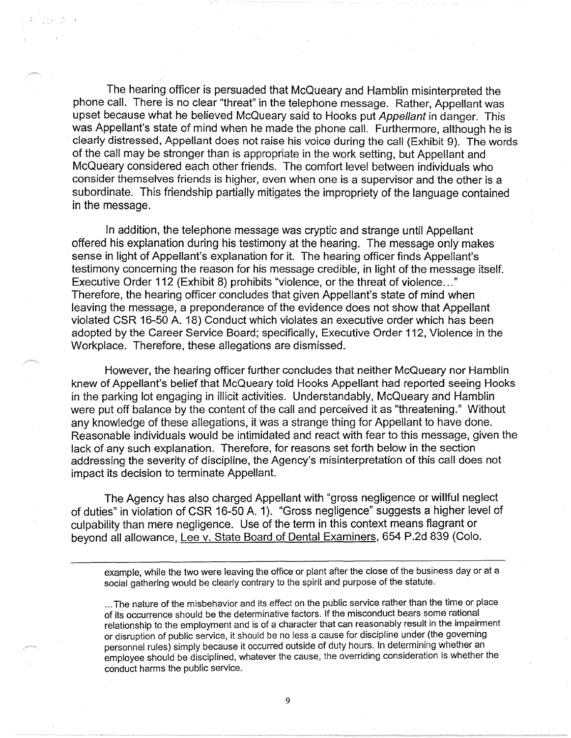The hearing officer is persuaded that McQueary and Hamblin misinterpreted the phone call. There is no clear "threat" in the telephone message. Rather, Appellant was upset because what he believed McQueary said to Hooks put *Appellant* in danger. This was Appellant's state of mind when he made the phone call. Furthermore, although he is clearly distressed, Appellant does not raise his voice during the call (Exhibit 9). The words of the call may be stronger than is appropriate in the work setting, but Appellant and McQueary considered each other friends. The comfort level between individuals who consider themselves friends is higher, even when one is a supervisor and the other is a subordinate. This friendship partially mitigates the impropriety of the language contained in the message.

In addition, the telephone message was cryptic and strange until Appellant offered his explanation during his testimony at the hearing. The message only makes sense in light of Appellant's explanation for it. The hearing officer finds Appellant's testimony concerning the reason for his message credible, in light of the message itself. Executive Order 112 (Exhibit 8) prohibits "violence, or the threat of violence..." Therefore, the hearing officer concludes that given Appellant's state of mind when leaving the message, a preponderance of the evidence does not show that Appellant violated CSR 16-50 A. 18) Conduct which violates an executive order which has been adopted by the Career Service Board; specifically, Executive Order 112, Violence in the Workplace. Therefore, these allegations are dismissed.

However, the hearing officer further concludes that neither McQueary nor Hamblin knew of Appellant's belief that McQueary told Hooks Appellant had reported seeing Hooks in the parking lot engaging in illicit activities. Understandably, McQueary and Hamblin were put off balance by the content of the call and perceived it as "threatening." Without any knowledge of these allegations, it was a strange thing for Appellant to have done. Reasonable individuals would be intimidated and react with fear to this message, given the lack of any such explanation. Therefore, for reasons set forth below in the section addressing the severity of discipline, the Agency's misinterpretation of this call does not impact its decision to terminate Appellant.

The Agency has also charged Appellant with "gross negligence or willful neglect of duties" in violation of CSR 16-50 A. 1). "Gross negligence" suggests a higher level of culpability than mere negligence. Use of the term in this context means flagrant or beyond all allowance, Lee v. State Board of Dental Examiners, 654 P.2d 839 (Colo.

---

> example, while the two were leaving the office or plant after the close of the business day or at a social gathering would be clearly contrary to the spirit and purpose of the statute.
>
> ...The nature of the misbehavior and its effect on the public service rather than the time or place of its occurrence should be the determinative factors. If the misconduct bears some rational relationship to the employment and is of a character that can reasonably result in the impairment or disruption of public service, it should be no less a cause for discipline under (the governing personnel rules) simply because it occurred outside of duty hours. In determining whether an employee should be disciplined, whatever the cause, the overriding consideration is whether the conduct harms the public service.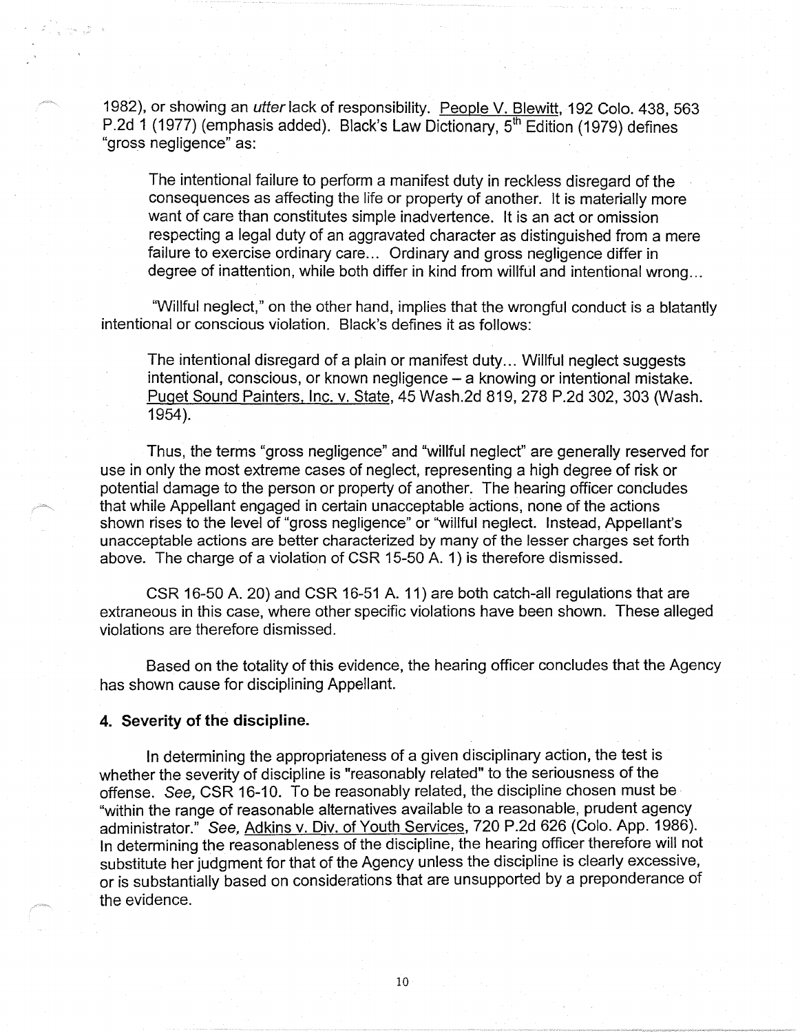1982), or showing an *utter* lack of responsibility. People V. Blewitt, 192 Colo. 438, 563 P.2d 1 (1977) (emphasis added). Black's Law Dictionary, 5th Edition (1979) defines "gross negligence" as:

> The intentional failure to perform a manifest duty in reckless disregard of the consequences as affecting the life or property of another. It is materially more want of care than constitutes simple inadvertence. It is an act or omission respecting a legal duty of an aggravated character as distinguished from a mere failure to exercise ordinary care... Ordinary and gross negligence differ in degree of inattention, while both differ in kind from willful and intentional wrong...

"Willful neglect," on the other hand, implies that the wrongful conduct is a blatantly intentional or conscious violation. Black's defines it as follows:

> The intentional disregard of a plain or manifest duty... Willful neglect suggests intentional, conscious, or known negligence – a knowing or intentional mistake. Puget Sound Painters, Inc. v. State, 45 Wash.2d 819, 278 P.2d 302, 303 (Wash. 1954).

Thus, the terms "gross negligence" and "willful neglect" are generally reserved for use in only the most extreme cases of neglect, representing a high degree of risk or potential damage to the person or property of another. The hearing officer concludes that while Appellant engaged in certain unacceptable actions, none of the actions shown rises to the level of "gross negligence" or "willful neglect. Instead, Appellant's unacceptable actions are better characterized by many of the lesser charges set forth above. The charge of a violation of CSR 15-50 A. 1) is therefore dismissed.

CSR 16-50 A. 20) and CSR 16-51 A. 11) are both catch-all regulations that are extraneous in this case, where other specific violations have been shown. These alleged violations are therefore dismissed.

Based on the totality of this evidence, the hearing officer concludes that the Agency has shown cause for disciplining Appellant.

### 4. Severity of the discipline.

In determining the appropriateness of a given disciplinary action, the test is whether the severity of discipline is "reasonably related" to the seriousness of the offense. *See,* CSR 16-10. To be reasonably related, the discipline chosen must be "within the range of reasonable alternatives available to a reasonable, prudent agency administrator." *See,* Adkins v. Div. of Youth Services, 720 P.2d 626 (Colo. App. 1986). In determining the reasonableness of the discipline, the hearing officer therefore will not substitute her judgment for that of the Agency unless the discipline is clearly excessive, or is substantially based on considerations that are unsupported by a preponderance of the evidence.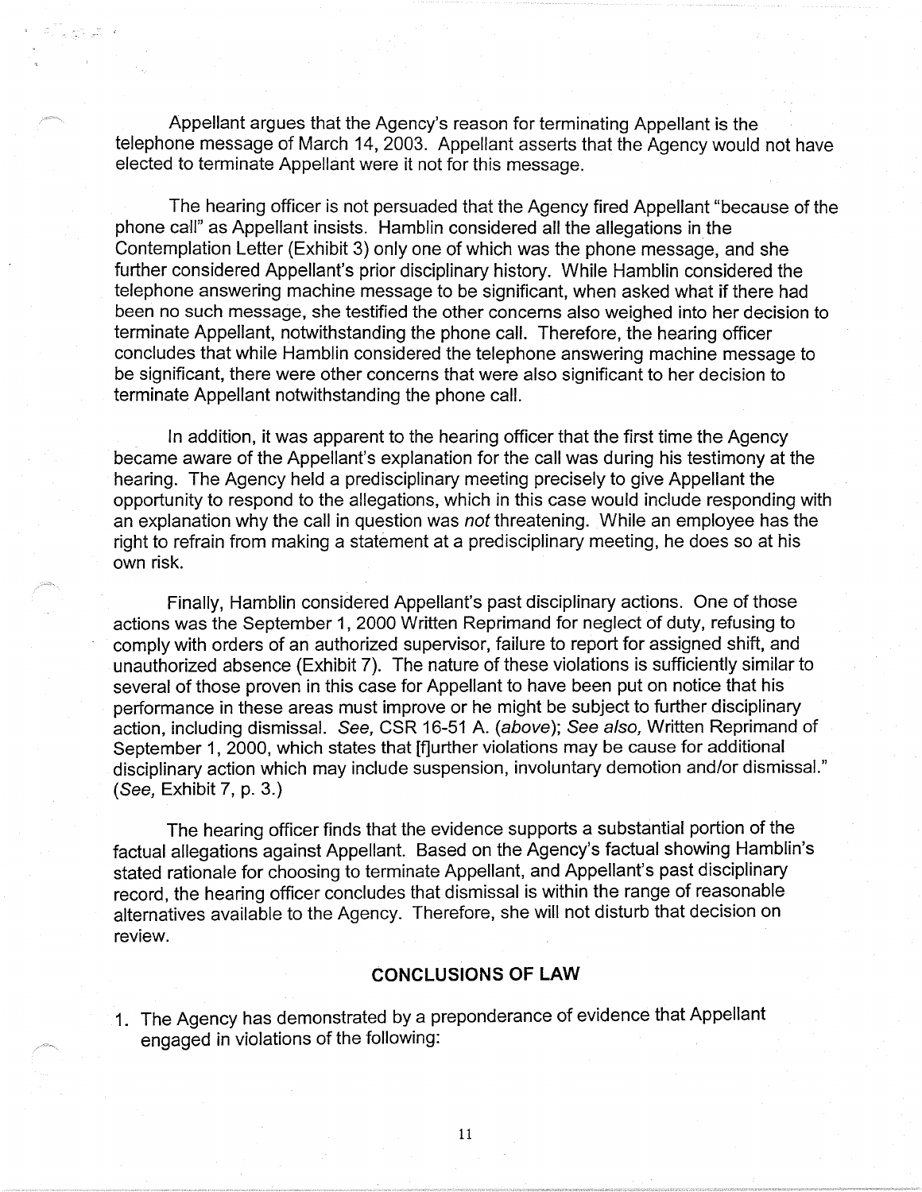Appellant argues that the Agency's reason for terminating Appellant is the telephone message of March 14, 2003. Appellant asserts that the Agency would not have elected to terminate Appellant were it not for this message.

The hearing officer is not persuaded that the Agency fired Appellant "because of the phone call" as Appellant insists. Hamblin considered all the allegations in the Contemplation Letter (Exhibit 3) only one of which was the phone message, and she further considered Appellant's prior disciplinary history. While Hamblin considered the telephone answering machine message to be significant, when asked what if there had been no such message, she testified the other concerns also weighed into her decision to terminate Appellant, notwithstanding the phone call. Therefore, the hearing officer concludes that while Hamblin considered the telephone answering machine message to be significant, there were other concerns that were also significant to her decision to terminate Appellant notwithstanding the phone call.

In addition, it was apparent to the hearing officer that the first time the Agency became aware of the Appellant's explanation for the call was during his testimony at the hearing. The Agency held a predisciplinary meeting precisely to give Appellant the opportunity to respond to the allegations, which in this case would include responding with an explanation why the call in question was *not* threatening. While an employee has the right to refrain from making a statement at a predisciplinary meeting, he does so at his own risk.

Finally, Hamblin considered Appellant's past disciplinary actions. One of those actions was the September 1, 2000 Written Reprimand for neglect of duty, refusing to comply with orders of an authorized supervisor, failure to report for assigned shift, and unauthorized absence (Exhibit 7). The nature of these violations is sufficiently similar to several of those proven in this case for Appellant to have been put on notice that his performance in these areas must improve or he might be subject to further disciplinary action, including dismissal. *See,* CSR 16-51 A. (*above*); *See also,* Written Reprimand of September 1, 2000, which states that [f]urther violations may be cause for additional disciplinary action which may include suspension, involuntary demotion and/or dismissal." (*See,* Exhibit 7, p. 3.)

The hearing officer finds that the evidence supports a substantial portion of the factual allegations against Appellant. Based on the Agency's factual showing Hamblin's stated rationale for choosing to terminate Appellant, and Appellant's past disciplinary record, the hearing officer concludes that dismissal is within the range of reasonable alternatives available to the Agency. Therefore, she will not disturb that decision on review.

## CONCLUSIONS OF LAW

1. The Agency has demonstrated by a preponderance of evidence that Appellant engaged in violations of the following: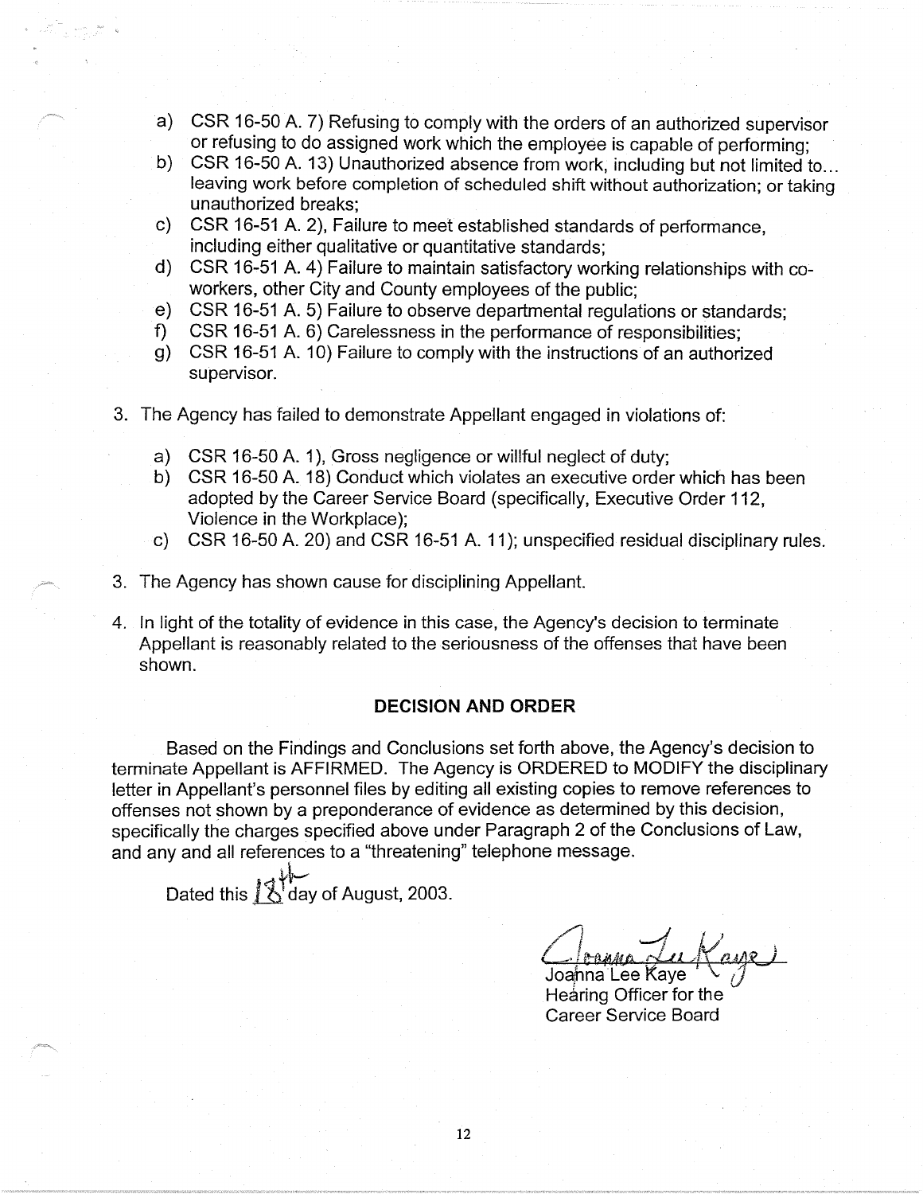a) CSR 16-50 A. 7) Refusing to comply with the orders of an authorized supervisor or refusing to do assigned work which the employee is capable of performing;
b) CSR 16-50 A. 13) Unauthorized absence from work, including but not limited to... leaving work before completion of scheduled shift without authorization; or taking unauthorized breaks;
c) CSR 16-51 A. 2), Failure to meet established standards of performance, including either qualitative or quantitative standards;
d) CSR 16-51 A. 4) Failure to maintain satisfactory working relationships with co-workers, other City and County employees of the public;
e) CSR 16-51 A. 5) Failure to observe departmental regulations or standards;
f) CSR 16-51 A. 6) Carelessness in the performance of responsibilities;
g) CSR 16-51 A. 10) Failure to comply with the instructions of an authorized supervisor.

3. The Agency has failed to demonstrate Appellant engaged in violations of:

    a) CSR 16-50 A. 1), Gross negligence or willful neglect of duty;
    b) CSR 16-50 A. 18) Conduct which violates an executive order which has been adopted by the Career Service Board (specifically, Executive Order 112, Violence in the Workplace);
    c) CSR 16-50 A. 20) and CSR 16-51 A. 11); unspecified residual disciplinary rules.

3. The Agency has shown cause for disciplining Appellant.

4. In light of the totality of evidence in this case, the Agency's decision to terminate Appellant is reasonably related to the seriousness of the offenses that have been shown.

**DECISION AND ORDER**

Based on the Findings and Conclusions set forth above, the Agency's decision to terminate Appellant is AFFIRMED. The Agency is ORDERED to MODIFY the disciplinary letter in Appellant's personnel files by editing all existing copies to remove references to offenses not shown by a preponderance of evidence as determined by this decision, specifically the charges specified above under Paragraph 2 of the Conclusions of Law, and any and all references to a "threatening" telephone message.

Dated this 18th day of August, 2003.

Joanna Lee Kaye
Hearing Officer for the
Career Service Board